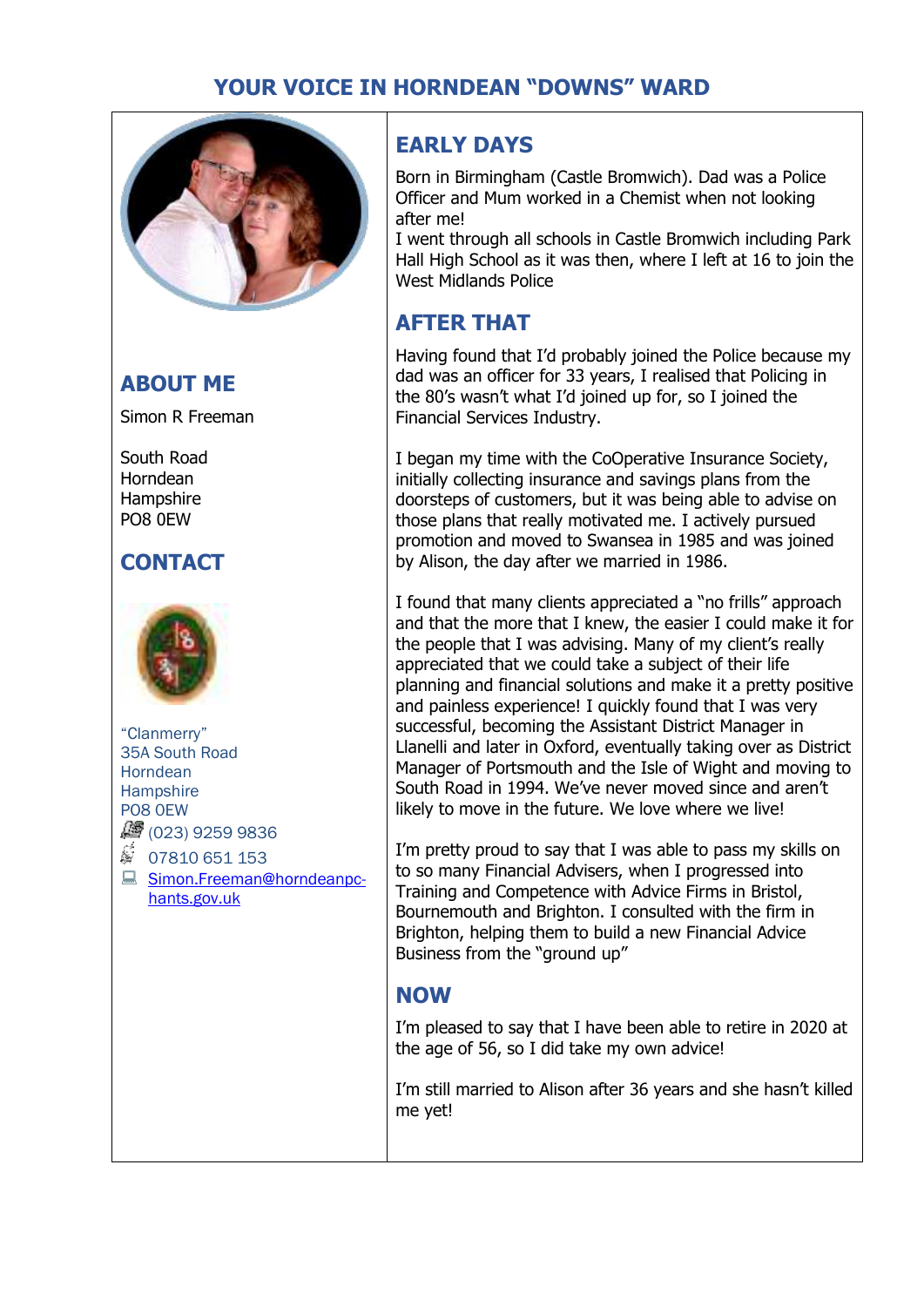# YOUR VOICE IN HORNDEAN "DOWNS" WARD

## ABOUT ME

Simon R Freeman

South Road
Horndean
Hampshire
PO8 0EW

## CONTACT

"Clanmerry"
35A South Road
Horndean
Hampshire
PO8 0EW
(023) 9259 9836
07810 651 153
Simon.Freeman@horndeanpc-hants.gov.uk

## EARLY DAYS

Born in Birmingham (Castle Bromwich). Dad was a Police Officer and Mum worked in a Chemist when not looking after me!
I went through all schools in Castle Bromwich including Park Hall High School as it was then, where I left at 16 to join the West Midlands Police

## AFTER THAT

Having found that I'd probably joined the Police because my dad was an officer for 33 years, I realised that Policing in the 80's wasn't what I'd joined up for, so I joined the Financial Services Industry.

I began my time with the CoOperative Insurance Society, initially collecting insurance and savings plans from the doorsteps of customers, but it was being able to advise on those plans that really motivated me. I actively pursued promotion and moved to Swansea in 1985 and was joined by Alison, the day after we married in 1986.

I found that many clients appreciated a "no frills" approach and that the more that I knew, the easier I could make it for the people that I was advising. Many of my client's really appreciated that we could take a subject of their life planning and financial solutions and make it a pretty positive and painless experience! I quickly found that I was very successful, becoming the Assistant District Manager in Llanelli and later in Oxford, eventually taking over as District Manager of Portsmouth and the Isle of Wight and moving to South Road in 1994. We've never moved since and aren't likely to move in the future. We love where we live!

I'm pretty proud to say that I was able to pass my skills on to so many Financial Advisers, when I progressed into Training and Competence with Advice Firms in Bristol, Bournemouth and Brighton. I consulted with the firm in Brighton, helping them to build a new Financial Advice Business from the "ground up"

## NOW

I'm pleased to say that I have been able to retire in 2020 at the age of 56, so I did take my own advice!

I'm still married to Alison after 36 years and she hasn't killed me yet!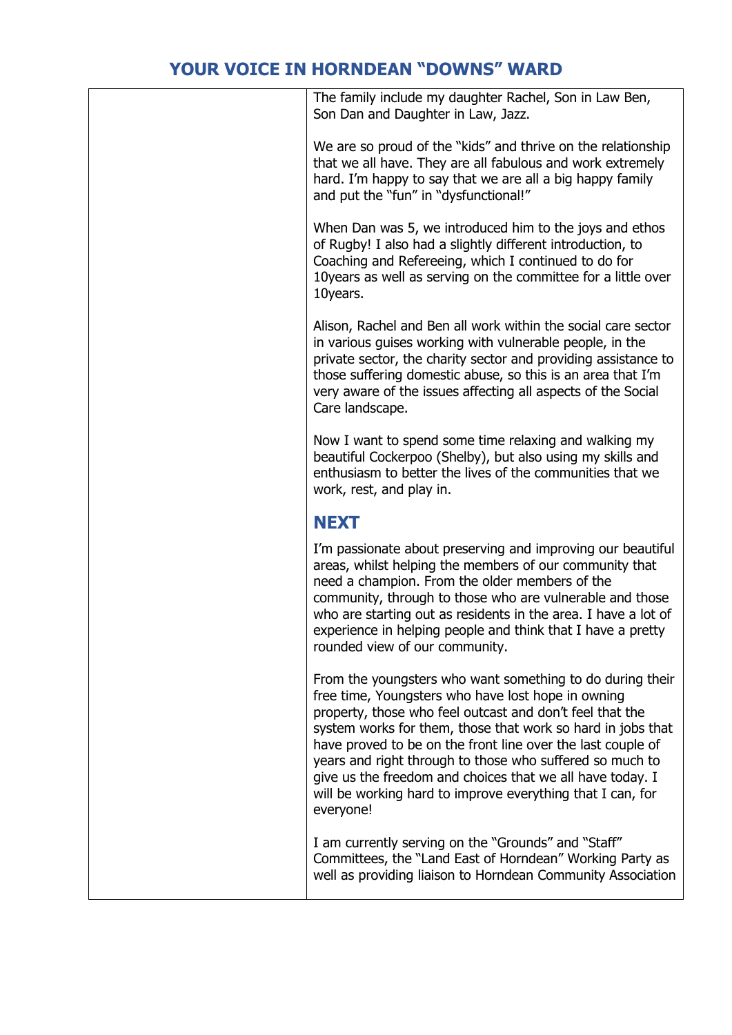# YOUR VOICE IN HORNDEAN "DOWNS" WARD

The family include my daughter Rachel, Son in Law Ben, Son Dan and Daughter in Law, Jazz.

We are so proud of the "kids" and thrive on the relationship that we all have. They are all fabulous and work extremely hard. I'm happy to say that we are all a big happy family and put the "fun" in "dysfunctional!"

When Dan was 5, we introduced him to the joys and ethos of Rugby! I also had a slightly different introduction, to Coaching and Refereeing, which I continued to do for 10years as well as serving on the committee for a little over 10years.

Alison, Rachel and Ben all work within the social care sector in various guises working with vulnerable people, in the private sector, the charity sector and providing assistance to those suffering domestic abuse, so this is an area that I'm very aware of the issues affecting all aspects of the Social Care landscape.

Now I want to spend some time relaxing and walking my beautiful Cockerpoo (Shelby), but also using my skills and enthusiasm to better the lives of the communities that we work, rest, and play in.

## NEXT

I'm passionate about preserving and improving our beautiful areas, whilst helping the members of our community that need a champion. From the older members of the community, through to those who are vulnerable and those who are starting out as residents in the area. I have a lot of experience in helping people and think that I have a pretty rounded view of our community.

From the youngsters who want something to do during their free time, Youngsters who have lost hope in owning property, those who feel outcast and don't feel that the system works for them, those that work so hard in jobs that have proved to be on the front line over the last couple of years and right through to those who suffered so much to give us the freedom and choices that we all have today. I will be working hard to improve everything that I can, for everyone!

I am currently serving on the "Grounds" and "Staff" Committees, the "Land East of Horndean" Working Party as well as providing liaison to Horndean Community Association